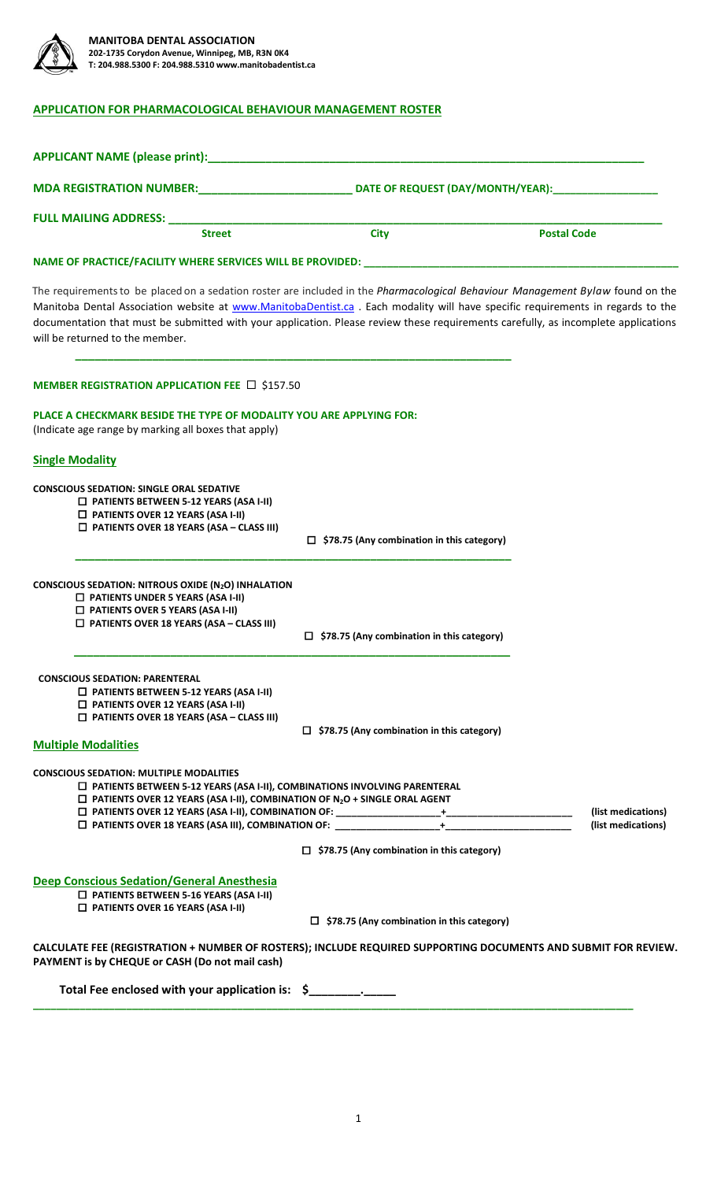**MANITOBA DENTAL ASSOCIATION**
**202-1735 Corydon Avenue, Winnipeg, MB, R3N 0K4**
**T: 204.988.5300 F: 204.988.5310 www.manitobadentist.ca**

## APPLICATION FOR PHARMACOLOGICAL BEHAVIOUR MANAGEMENT ROSTER

**APPLICANT NAME (please print):**_______________________________________________

**MDA REGISTRATION NUMBER:**________________________ **DATE OF REQUEST (DAY/MONTH/YEAR):**________________

**FULL MAILING ADDRESS:** ______________________________________________________________

**Street** **City** **Postal Code**

**NAME OF PRACTICE/FACILITY WHERE SERVICES WILL BE PROVIDED:** _________________________________

The requirements to be placed on a sedation roster are included in the *Pharmacological Behaviour Management Bylaw* found on the Manitoba Dental Association website at www.ManitobaDentist.ca . Each modality will have specific requirements in regards to the documentation that must be submitted with your application. Please review these requirements carefully, as incomplete applications will be returned to the member.

---

**MEMBER REGISTRATION APPLICATION FEE** ☐ $157.50

**PLACE A CHECKMARK BESIDE THE TYPE OF MODALITY YOU ARE APPLYING FOR:**
(Indicate age range by marking all boxes that apply)

### Single Modality

**CONSCIOUS SEDATION: SINGLE ORAL SEDATIVE**
- ☐ **PATIENTS BETWEEN 5-12 YEARS (ASA I-II)**
- ☐ **PATIENTS OVER 12 YEARS (ASA I-II)**
- ☐ **PATIENTS OVER 18 YEARS (ASA – CLASS III)**

☐ **$78.75 (Any combination in this category)**

---

**CONSCIOUS SEDATION: NITROUS OXIDE ($N_2O$) INHALATION**
- ☐ **PATIENTS UNDER 5 YEARS (ASA I-II)**
- ☐ **PATIENTS OVER 5 YEARS (ASA I-II)**
- ☐ **PATIENTS OVER 18 YEARS (ASA – CLASS III)**

☐ **$78.75 (Any combination in this category)**

---

**CONSCIOUS SEDATION: PARENTERAL**
- ☐ **PATIENTS BETWEEN 5-12 YEARS (ASA I-II)**
- ☐ **PATIENTS OVER 12 YEARS (ASA I-II)**
- ☐ **PATIENTS OVER 18 YEARS (ASA – CLASS III)**

☐ **$78.75 (Any combination in this category)**

### Multiple Modalities

**CONSCIOUS SEDATION: MULTIPLE MODALITIES**
- ☐ **PATIENTS BETWEEN 5-12 YEARS (ASA I-II), COMBINATIONS INVOLVING PARENTERAL**
- ☐ **PATIENTS OVER 12 YEARS (ASA I-II), COMBINATION OF $N_2O$ + SINGLE ORAL AGENT**
- ☐ **PATIENTS OVER 12 YEARS (ASA I-II), COMBINATION OF:** ___________________+______________________ **(list medications)**
- ☐ **PATIENTS OVER 18 YEARS (ASA III), COMBINATION OF:** ___________________+______________________ **(list medications)**

☐ **$78.75 (Any combination in this category)**

### Deep Conscious Sedation/General Anesthesia
- ☐ **PATIENTS BETWEEN 5-16 YEARS (ASA I-II)**
- ☐ **PATIENTS OVER 16 YEARS (ASA I-II)**

☐ **$78.75 (Any combination in this category)**

**CALCULATE FEE (REGISTRATION + NUMBER OF ROSTERS); INCLUDE REQUIRED SUPPORTING DOCUMENTS AND SUBMIT FOR REVIEW. PAYMENT is by CHEQUE or CASH (Do not mail cash)**

**Total Fee enclosed with your application is: $________.______**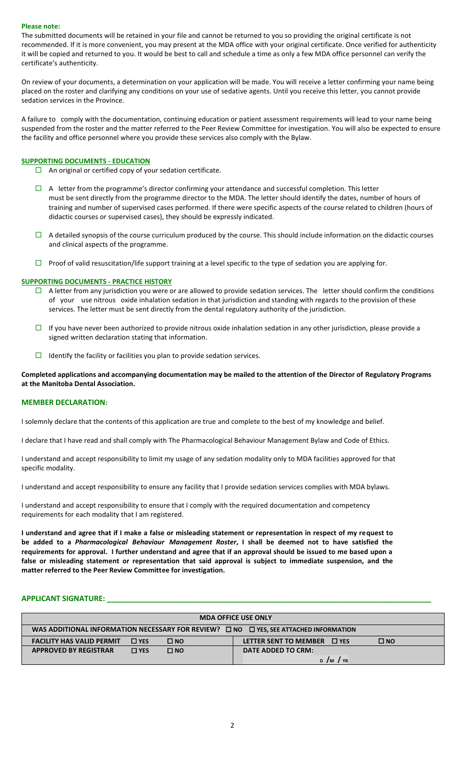**Please note:**

The submitted documents will be retained in your file and cannot be returned to you so providing the original certificate is not recommended. If it is more convenient, you may present at the MDA office with your original certificate. Once verified for authenticity it will be copied and returned to you. It would be best to call and schedule a time as only a few MDA office personnel can verify the certificate's authenticity.

On review of your documents, a determination on your application will be made. You will receive a letter confirming your name being placed on the roster and clarifying any conditions on your use of sedative agents. Until you receive this letter, you cannot provide sedation services in the Province.

A failure to comply with the documentation, continuing education or patient assessment requirements will lead to your name being suspended from the roster and the matter referred to the Peer Review Committee for investigation. You will also be expected to ensure the facility and office personnel where you provide these services also comply with the Bylaw.

**SUPPORTING DOCUMENTS - EDUCATION**

- ☐ An original or certified copy of your sedation certificate.
- ☐ A letter from the programme's director confirming your attendance and successful completion. This letter must be sent directly from the programme director to the MDA. The letter should identify the dates, number of hours of training and number of supervised cases performed. If there were specific aspects of the course related to children (hours of didactic courses or supervised cases), they should be expressly indicated.
- ☐ A detailed synopsis of the course curriculum produced by the course. This should include information on the didactic courses and clinical aspects of the programme.
- ☐ Proof of valid resuscitation/life support training at a level specific to the type of sedation you are applying for.

**SUPPORTING DOCUMENTS - PRACTICE HISTORY**

- ☐ A letter from any jurisdiction you were or are allowed to provide sedation services. The letter should confirm the conditions of your use nitrous oxide inhalation sedation in that jurisdiction and standing with regards to the provision of these services. The letter must be sent directly from the dental regulatory authority of the jurisdiction.
- ☐ If you have never been authorized to provide nitrous oxide inhalation sedation in any other jurisdiction, please provide a signed written declaration stating that information.
- ☐ Identify the facility or facilities you plan to provide sedation services.

**Completed applications and accompanying documentation may be mailed to the attention of the Director of Regulatory Programs at the Manitoba Dental Association.**

## MEMBER DECLARATION:

I solemnly declare that the contents of this application are true and complete to the best of my knowledge and belief.

I declare that I have read and shall comply with The Pharmacological Behaviour Management Bylaw and Code of Ethics.

I understand and accept responsibility to limit my usage of any sedation modality only to MDA facilities approved for that specific modality.

I understand and accept responsibility to ensure any facility that I provide sedation services complies with MDA bylaws.

I understand and accept responsibility to ensure that I comply with the required documentation and competency requirements for each modality that I am registered.

**I understand and agree that if I make a false or misleading statement or representation in respect of my request to be added to a *Pharmacological Behaviour Management Roster*, I shall be deemed not to have satisfied the requirements for approval. I further understand and agree that if an approval should be issued to me based upon a false or misleading statement or representation that said approval is subject to immediate suspension, and the matter referred to the Peer Review Committee for investigation.**

**APPLICANT SIGNATURE:** ______________________________________________

| MDA OFFICE USE ONLY | |
|---|---|
| WAS ADDITIONAL INFORMATION NECESSARY FOR REVIEW? ☐ NO ☐ YES, SEE ATTACHED INFORMATION | |
| FACILITY HAS VALID PERMIT ☐ YES ☐ NO | LETTER SENT TO MEMBER ☐ YES ☐ NO |
| APPROVED BY REGISTRAR ☐ YES ☐ NO | DATE ADDED TO CRM: D / M / YR |